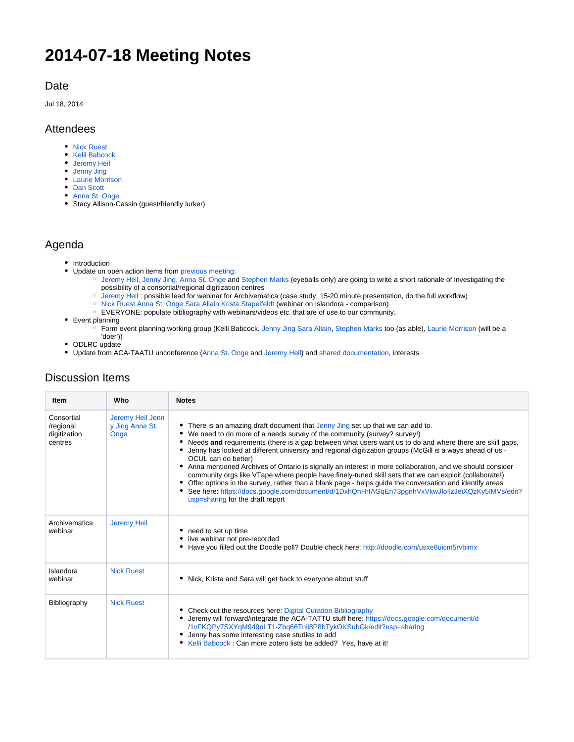# 2014-07-18 Meeting Notes

## Date

Jul 18, 2014

## Attendees

- Nick Ruest
- Kelli Babcock
- Jeremy Heil
- Jenny Jing
- Laurie Morrison
- Dan Scott
- Anna St. Onge
- Stacy Allison-Cassin (guest/friendly lurker)

## Agenda

- Introduction
- Update on open action items from previous meeting:
  - Jeremy Heil, Jenny Jing, Anna St. Onge and Stephen Marks (eyeballs only) are going to write a short rationale of investigating the possibility of a consortial/regional digitization centres
  - Jeremy Heil : possible lead for webinar for Archivematica (case study, 15-20 minute presentation, do the full workflow)
  - Nick Ruest Anna St. Onge Sara Allain Krista Stapelfeldt (webinar on Islandora - comparison)
  - EVERYONE: populate bibliography with webinars/videos etc. that are of use to our community.
- Event planning
  - Form event planning working group (Kelli Babcock, Jenny Jing Sara Allain, Stephen Marks too (as able), Laurie Morrison (will be a 'doer'))
- ODLRC update
- Update from ACA-TAATU unconference (Anna St. Onge and Jeremy Heil) and shared documentation, interests

## Discussion Items

| Item | Who | Notes |
|---|---|---|
| Consortial /regional digitization centres | Jeremy Heil Jenny Jing Anna St. Onge | <ul><li>There is an amazing draft document that Jenny Jing set up that we can add to.</li><li>We need to do more of a needs survey of the community (survey? survey!)</li><li>Needs **and** requirements (there is a gap between what users want us to do and where there are skill gaps,</li><li>Jenny has looked at different university and regional digitization groups (McGill is a ways ahead of us - OCUL can do better)</li><li>Anna mentioned Archives of Ontario is signally an interest in more collaboration, and we should consider community orgs like VTape where people have finely-tuned skill sets that we can exploit (collaborate!)</li><li>Offer options in the survey, rather than a blank page - helps guide the conversation and identify areas</li><li>See here: https://docs.google.com/document/d/1DxhQnHrfAGqEn73pgnhVxVkwJloIlzJeiXQzKy5lMVs/edit?usp=sharing for the draft report</li></ul> |
| Archivematica webinar | Jeremy Heil | <ul><li>need to set up time</li><li>live webinar not pre-recorded</li><li>Have you filled out the Doodle poll? Double check here: http://doodle.com/usxe8uicm5rvbimx</li></ul> |
| Islandora webinar | Nick Ruest | <ul><li>Nick, Krista and Sara will get back to everyone about stuff</li></ul> |
| Bibliography | Nick Ruest | <ul><li>Check out the resources here: Digital Curation Bibliography</li><li>Jeremy will forward/integrate the ACA-TATTU stuff here: https://docs.google.com/document/d/1vFKQPy7SXYqM949nLT1-Zbq66Tnii8P8bTykOKSubGk/edit?usp=sharing</li><li>Jenny has some interesting case studies to add</li><li>Kelli Babcock : Can more zotero lists be added?  Yes, have at it!</li></ul> |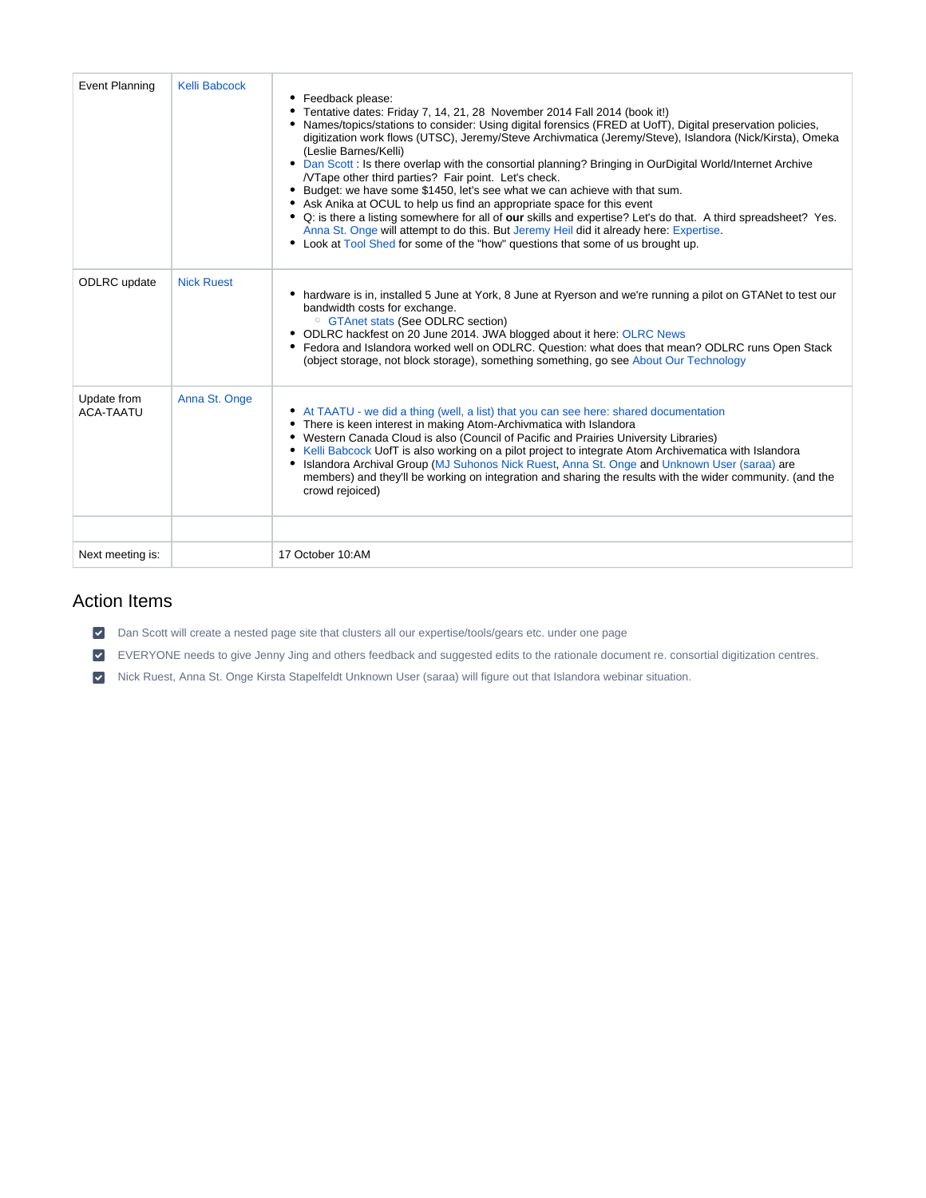| | | |
|---|---|---|
| Event Planning | Kelli Babcock | • Feedback please:<br>• Tentative dates: Friday 7, 14, 21, 28 November 2014 Fall 2014 (book it!)<br>• Names/topics/stations to consider: Using digital forensics (FRED at UofT), Digital preservation policies, digitization work flows (UTSC), Jeremy/Steve Archivmatica (Jeremy/Steve), Islandora (Nick/Kirsta), Omeka (Leslie Barnes/Kelli)<br>• Dan Scott : Is there overlap with the consortial planning? Bringing in OurDigital World/Internet Archive /VTape other third parties? Fair point. Let's check.<br>• Budget: we have some $1450, let's see what we can achieve with that sum.<br>• Ask Anika at OCUL to help us find an appropriate space for this event<br>• Q: is there a listing somewhere for all of **our** skills and expertise? Let's do that. A third spreadsheet? Yes. Anna St. Onge will attempt to do this. But Jeremy Heil did it already here: Expertise.<br>• Look at Tool Shed for some of the "how" questions that some of us brought up. |
| ODLRC update | Nick Ruest | • hardware is in, installed 5 June at York, 8 June at Ryerson and we're running a pilot on GTANet to test our bandwidth costs for exchange.<br>&nbsp;&nbsp;◦ GTAnet stats (See ODLRC section)<br>• ODLRC hackfest on 20 June 2014. JWA blogged about it here: OLRC News<br>• Fedora and Islandora worked well on ODLRC. Question: what does that mean? ODLRC runs Open Stack (object storage, not block storage), something something, go see About Our Technology |
| Update from ACA-TAATU | Anna St. Onge | • At TAATU - we did a thing (well, a list) that you can see here: shared documentation<br>• There is keen interest in making Atom-Archivmatica with Islandora<br>• Western Canada Cloud is also (Council of Pacific and Prairies University Libraries)<br>• Kelli Babcock UofT is also working on a pilot project to integrate Atom Archivematica with Islandora<br>• Islandora Archival Group (MJ Suhonos Nick Ruest, Anna St. Onge and Unknown User (saraa) are members) and they'll be working on integration and sharing the results with the wider community. (and the crowd rejoiced) |
| | | |
| Next meeting is: | | 17 October 10:AM |

## Action Items

- [x] Dan Scott will create a nested page site that clusters all our expertise/tools/gears etc. under one page
- [x] EVERYONE needs to give Jenny Jing and others feedback and suggested edits to the rationale document re. consortial digitization centres.
- [x] Nick Ruest, Anna St. Onge Kirsta Stapelfeldt Unknown User (saraa) will figure out that Islandora webinar situation.